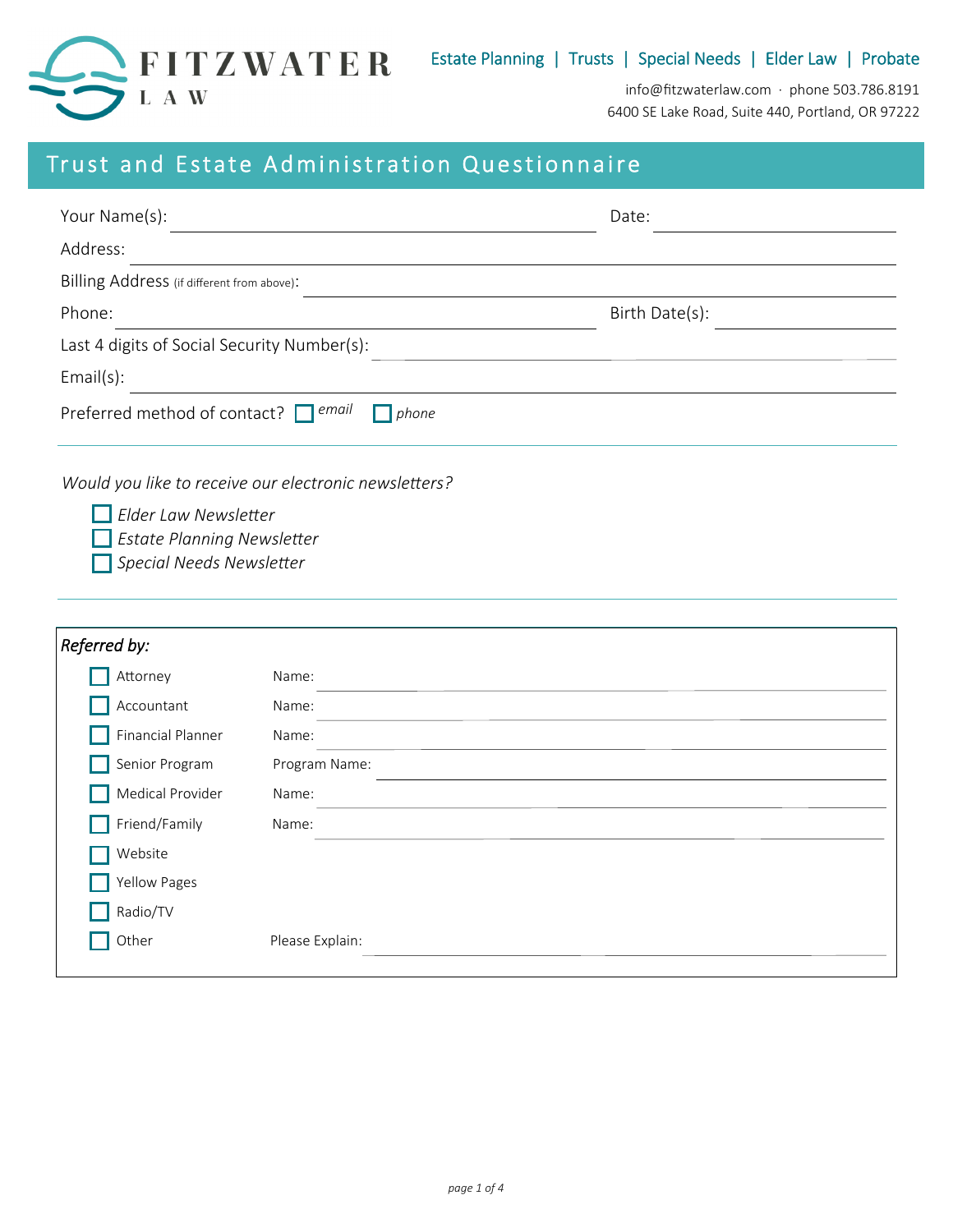**FITZWATER LAW**

Estate Planning | Trusts | Special Needs | Elder Law | Probate

info@fitzwaterlaw.com · phone 503.786.8191
6400 SE Lake Road, Suite 440, Portland, OR 97222

# Trust and Estate Administration Questionnaire

Your Name(s): ______________________ Date: ______________

Address: ______________________

Billing Address (if different from above): ______________________

Phone: ______________________ Birth Date(s): ______________

Last 4 digits of Social Security Number(s): ______________________

Email(s): ______________________

Preferred method of contact? ☐ *email* ☐ *phone*

---

*Would you like to receive our electronic newsletters?*

- ☐ *Elder Law Newsletter*
- ☐ *Estate Planning Newsletter*
- ☐ *Special Needs Newsletter*

---

***Referred by:***

| | |
|---|---|
| ☐ Attorney | Name: ______________ |
| ☐ Accountant | Name: ______________ |
| ☐ Financial Planner | Name: ______________ |
| ☐ Senior Program | Program Name: ______________ |
| ☐ Medical Provider | Name: ______________ |
| ☐ Friend/Family | Name: ______________ |
| ☐ Website | |
| ☐ Yellow Pages | |
| ☐ Radio/TV | |
| ☐ Other | Please Explain: ______________ |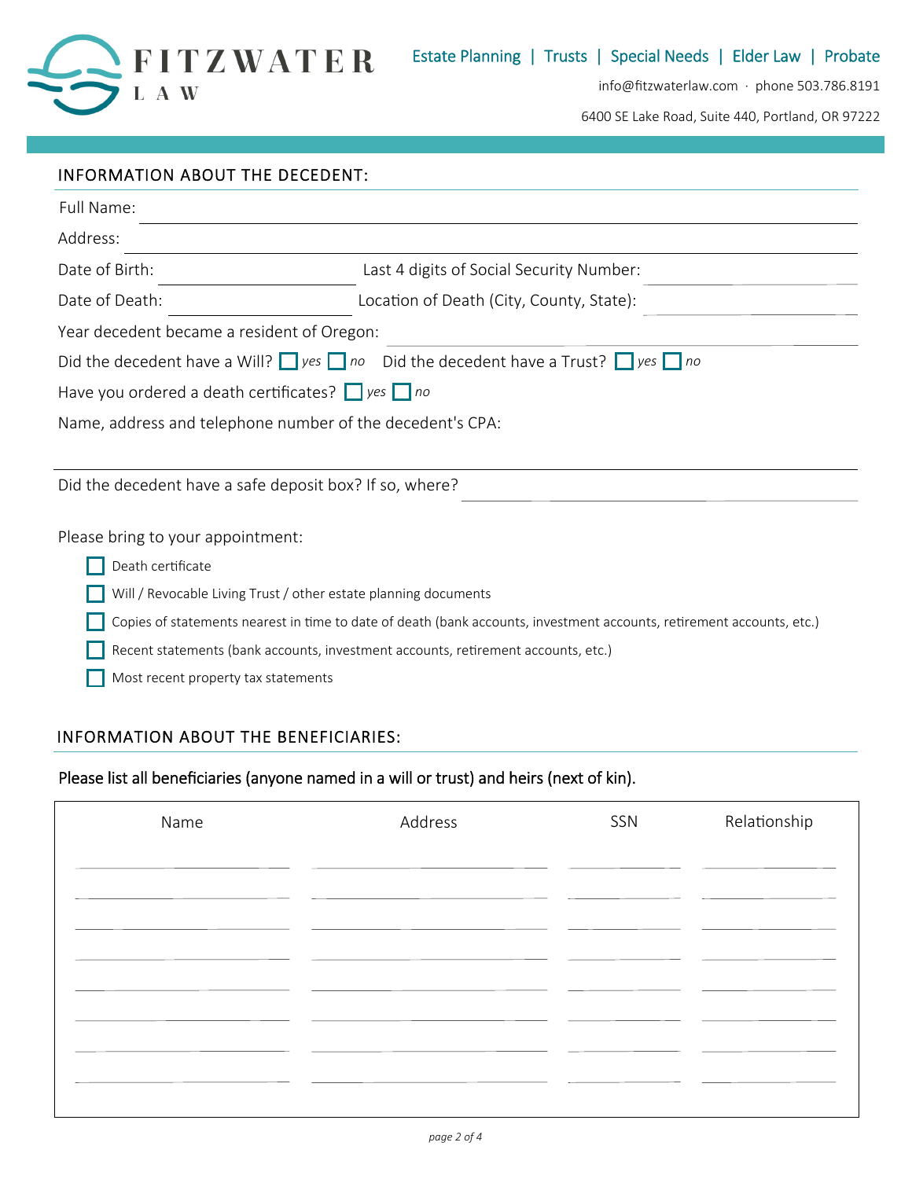**FITZWATER LAW**

Estate Planning | Trusts | Special Needs | Elder Law | Probate

info@fitzwaterlaw.com · phone 503.786.8191

6400 SE Lake Road, Suite 440, Portland, OR 97222

## INFORMATION ABOUT THE DECEDENT:

Full Name: ____________________

Address: ____________________

Date of Birth: ____________ Last 4 digits of Social Security Number: ____________

Date of Death: ____________ Location of Death (City, County, State): ____________

Year decedent became a resident of Oregon: ____________

Did the decedent have a Will? ☐ *yes* ☐ *no* Did the decedent have a Trust? ☐ *yes* ☐ *no*

Have you ordered a death certificates? ☐ *yes* ☐ *no*

Name, address and telephone number of the decedent's CPA:

____________________

Did the decedent have a safe deposit box? If so, where? ____________

Please bring to your appointment:

- ☐ Death certificate
- ☐ Will / Revocable Living Trust / other estate planning documents
- ☐ Copies of statements nearest in time to date of death (bank accounts, investment accounts, retirement accounts, etc.)
- ☐ Recent statements (bank accounts, investment accounts, retirement accounts, etc.)
- ☐ Most recent property tax statements

## INFORMATION ABOUT THE BENEFICIARIES:

Please list all beneficiaries (anyone named in a will or trust) and heirs (next of kin).

| Name | Address | SSN | Relationship |
|---|---|---|---|
| | | | |
| | | | |
| | | | |
| | | | |
| | | | |
| | | | |
| | | | |
| | | | |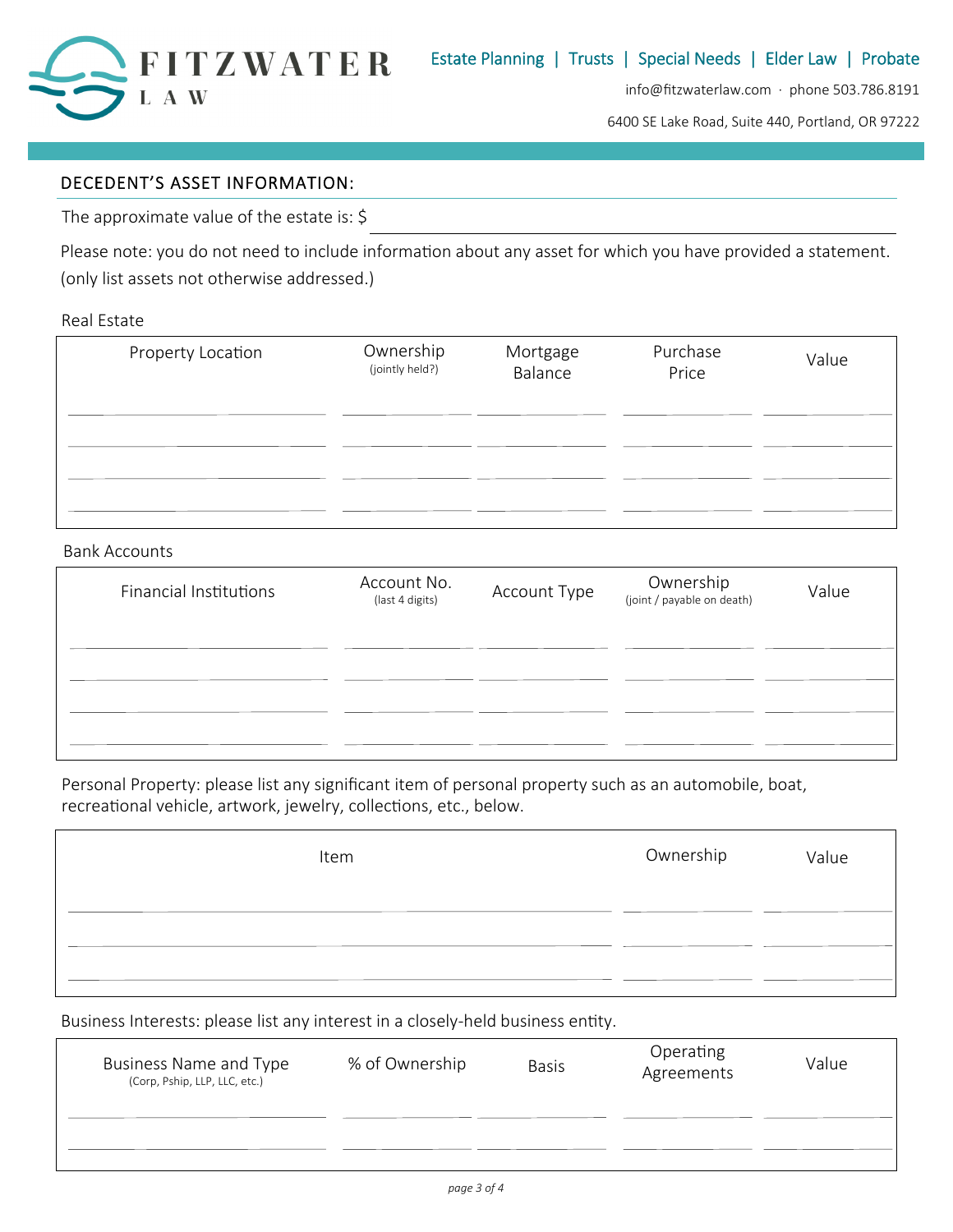FITZWATER LAW

Estate Planning | Trusts | Special Needs | Elder Law | Probate

info@fitzwaterlaw.com · phone 503.786.8191

6400 SE Lake Road, Suite 440, Portland, OR 97222

## DECEDENT'S ASSET INFORMATION:

The approximate value of the estate is: $ ______________________________

Please note: you do not need to include information about any asset for which you have provided a statement. (only list assets not otherwise addressed.)

Real Estate

| Property Location | Ownership (jointly held?) | Mortgage Balance | Purchase Price | Value |
|---|---|---|---|---|
| | | | | |
| | | | | |
| | | | | |
| | | | | |

Bank Accounts

| Financial Institutions | Account No. (last 4 digits) | Account Type | Ownership (joint / payable on death) | Value |
|---|---|---|---|---|
| | | | | |
| | | | | |
| | | | | |
| | | | | |

Personal Property: please list any significant item of personal property such as an automobile, boat, recreational vehicle, artwork, jewelry, collections, etc., below.

| Item | Ownership | Value |
|---|---|---|
| | | |
| | | |
| | | |

Business Interests: please list any interest in a closely-held business entity.

| Business Name and Type (Corp, Pship, LLP, LLC, etc.) | % of Ownership | Basis | Operating Agreements | Value |
|---|---|---|---|---|
| | | | | |
| | | | | |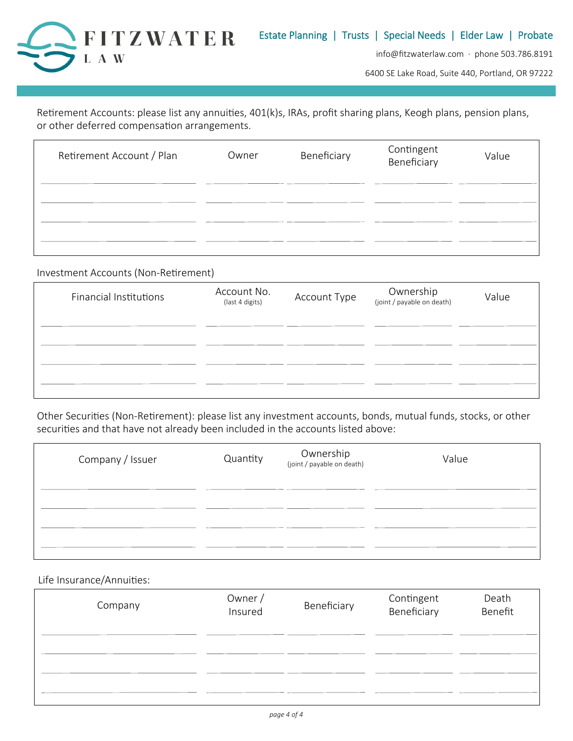Retirement Accounts: please list any annuities, 401(k)s, IRAs, profit sharing plans, Keogh plans, pension plans, or other deferred compensation arrangements.

| Retirement Account / Plan | Owner | Beneficiary | Contingent Beneficiary | Value |
|---|---|---|---|---|
| | | | | |
| | | | | |
| | | | | |
| | | | | |

Investment Accounts (Non-Retirement)

| Financial Institutions | Account No. (last 4 digits) | Account Type | Ownership (joint / payable on death) | Value |
|---|---|---|---|---|
| | | | | |
| | | | | |
| | | | | |
| | | | | |

Other Securities (Non-Retirement): please list any investment accounts, bonds, mutual funds, stocks, or other securities and that have not already been included in the accounts listed above:

| Company / Issuer | Quantity | Ownership (joint / payable on death) | Value |
|---|---|---|---|
| | | | |
| | | | |
| | | | |
| | | | |

Life Insurance/Annuities:

| Company | Owner / Insured | Beneficiary | Contingent Beneficiary | Death Benefit |
|---|---|---|---|---|
| | | | | |
| | | | | |
| | | | | |
| | | | | |